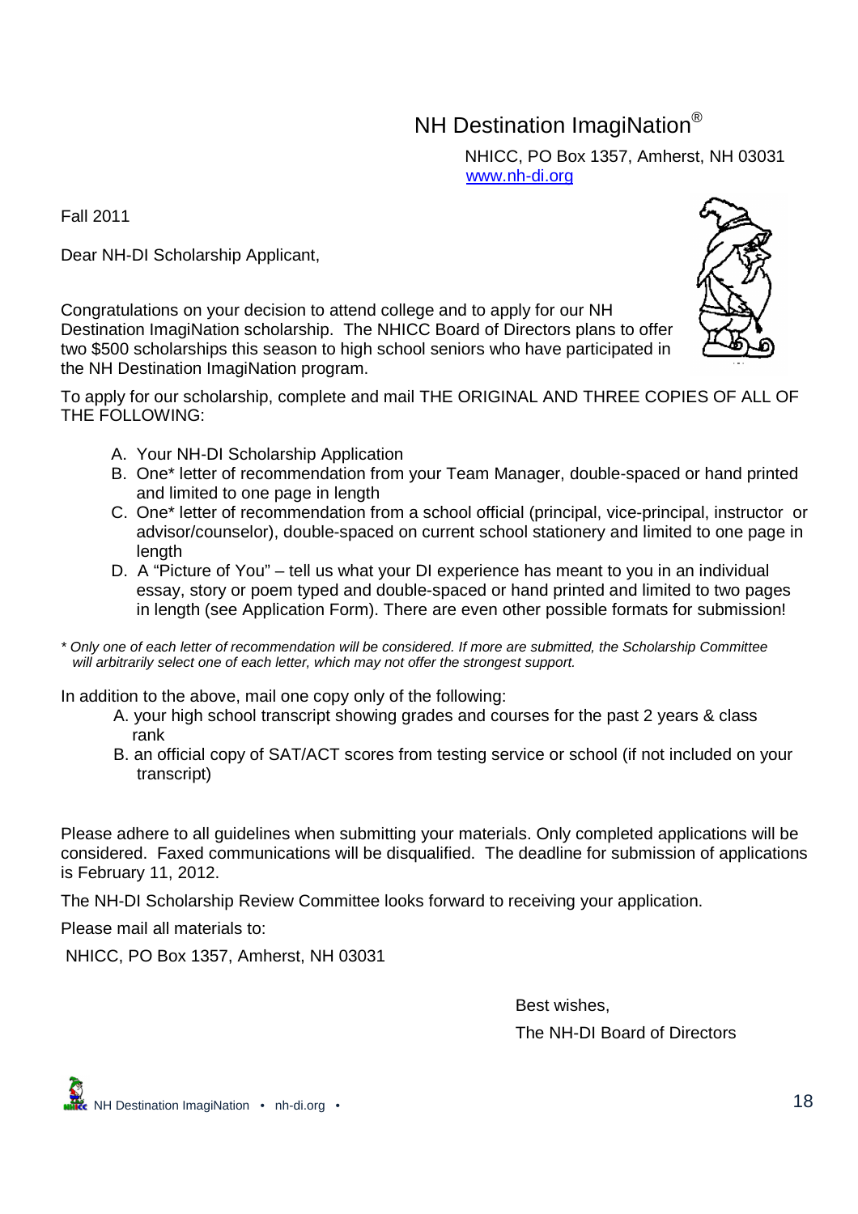# NH Destination ImagiNation®

NHICC, PO Box 1357, Amherst, NH 03031
www.nh-di.org

Fall 2011

Dear NH-DI Scholarship Applicant,

Congratulations on your decision to attend college and to apply for our NH Destination ImagiNation scholarship. The NHICC Board of Directors plans to offer two $500 scholarships this season to high school seniors who have participated in the NH Destination ImagiNation program.

To apply for our scholarship, complete and mail THE ORIGINAL AND THREE COPIES OF ALL OF THE FOLLOWING:

A. Your NH-DI Scholarship Application
B. One* letter of recommendation from your Team Manager, double-spaced or hand printed and limited to one page in length
C. One* letter of recommendation from a school official (principal, vice-principal, instructor or advisor/counselor), double-spaced on current school stationery and limited to one page in length
D. A "Picture of You" – tell us what your DI experience has meant to you in an individual essay, story or poem typed and double-spaced or hand printed and limited to two pages in length (see Application Form). There are even other possible formats for submission!

*\* Only one of each letter of recommendation will be considered. If more are submitted, the Scholarship Committee will arbitrarily select one of each letter, which may not offer the strongest support.*

In addition to the above, mail one copy only of the following:

A. your high school transcript showing grades and courses for the past 2 years & class rank
B. an official copy of SAT/ACT scores from testing service or school (if not included on your transcript)

Please adhere to all guidelines when submitting your materials. Only completed applications will be considered. Faxed communications will be disqualified. The deadline for submission of applications is February 11, 2012.

The NH-DI Scholarship Review Committee looks forward to receiving your application.

Please mail all materials to:

NHICC, PO Box 1357, Amherst, NH 03031

Best wishes,

The NH-DI Board of Directors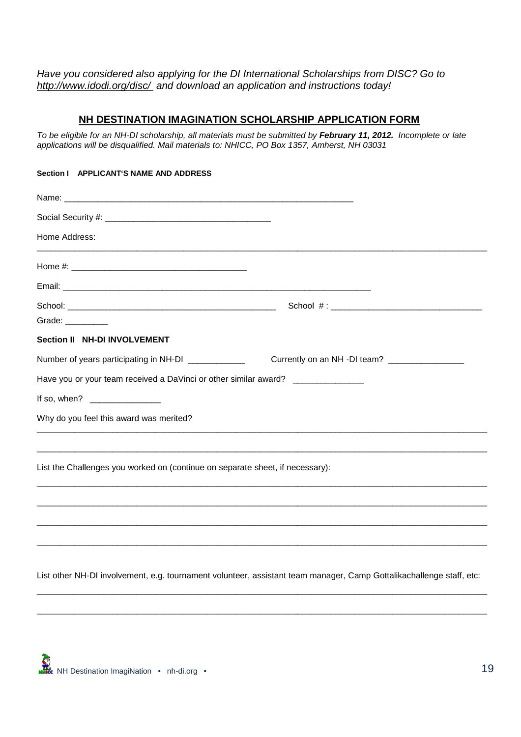*Have you considered also applying for the DI International Scholarships from DISC? Go to http://www.idodi.org/disc/ and download an application and instructions today!*

## NH DESTINATION IMAGINATION SCHOLARSHIP APPLICATION FORM

*To be eligible for an NH-DI scholarship, all materials must be submitted by **February 11, 2012.** Incomplete or late applications will be disqualified. Mail materials to: NHICC, PO Box 1357, Amherst, NH 03031*

**Section I APPLICANT'S NAME AND ADDRESS**

Name: ______________________________________________________________

Social Security #: ___________________________________

Home Address:
_____________________________________________________________________________________________________

Home #: _____________________________________

Email: ______________________________________________________________________

School: _____________________________________________ School #: ________________________________

Grade: _________

**Section II NH-DI INVOLVEMENT**

Number of years participating in NH-DI ____________ Currently on an NH -DI team? ________________

Have you or your team received a DaVinci or other similar award? _______________

If so, when? _______________

Why do you feel this award was merited?
_____________________________________________________________________________________________________

_____________________________________________________________________________________________________

List the Challenges you worked on (continue on separate sheet, if necessary):
_____________________________________________________________________________________________________

_____________________________________________________________________________________________________

_____________________________________________________________________________________________________

_____________________________________________________________________________________________________

List other NH-DI involvement, e.g. tournament volunteer, assistant team manager, Camp Gottalikachallenge staff, etc:
_____________________________________________________________________________________________________

_____________________________________________________________________________________________________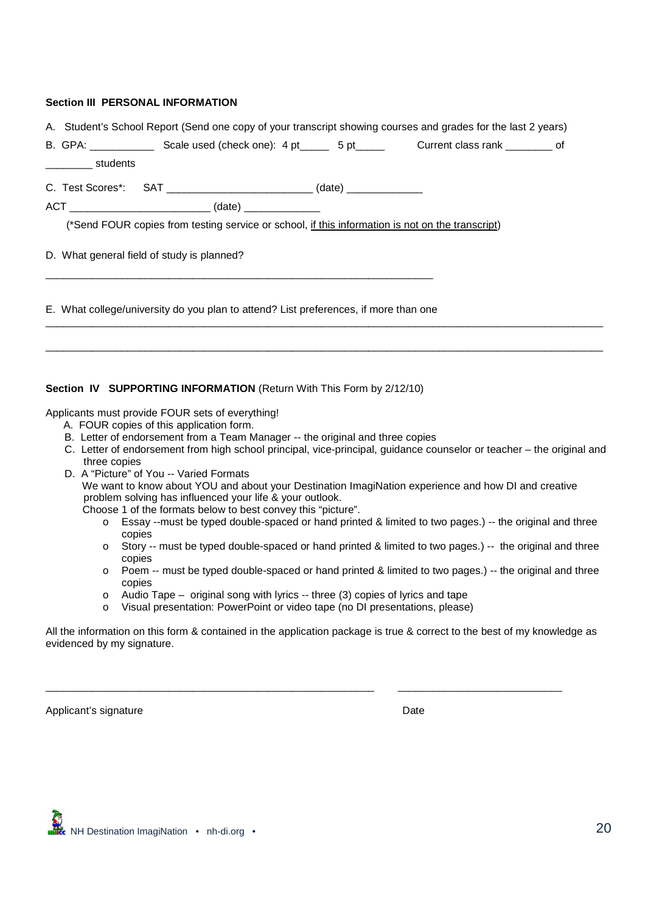**Section III PERSONAL INFORMATION**

A. Student's School Report (Send one copy of your transcript showing courses and grades for the last 2 years)

B. GPA: ___________ Scale used (check one): 4 pt_____ 5 pt_____ Current class rank ________ of ________ students

C. Test Scores*: SAT _________________________ (date) _____________

ACT ________________________ (date) _____________

(*Send FOUR copies from testing service or school, <u>if this information is not on the transcript</u>)

D. What general field of study is planned?

_____________________________________________________________________

E. What college/university do you plan to attend? List preferences, if more than one

____________________________________________________________________________________________________

____________________________________________________________________________________________________

**Section IV SUPPORTING INFORMATION** (Return With This Form by 2/12/10)

Applicants must provide FOUR sets of everything!

A. FOUR copies of this application form.
B. Letter of endorsement from a Team Manager -- the original and three copies
C. Letter of endorsement from high school principal, vice-principal, guidance counselor or teacher – the original and three copies
D. A "Picture" of You -- Varied Formats
   We want to know about YOU and about your Destination ImagiNation experience and how DI and creative problem solving has influenced your life & your outlook.
   Choose 1 of the formats below to best convey this "picture".
   - Essay --must be typed double-spaced or hand printed & limited to two pages.) -- the original and three copies
   - Story -- must be typed double-spaced or hand printed & limited to two pages.) -- the original and three copies
   - Poem -- must be typed double-spaced or hand printed & limited to two pages.) -- the original and three copies
   - Audio Tape – original song with lyrics -- three (3) copies of lyrics and tape
   - Visual presentation: PowerPoint or video tape (no DI presentations, please)

All the information on this form & contained in the application package is true & correct to the best of my knowledge as evidenced by my signature.

___________________________________________________________ ____________________________

Applicant's signature Date